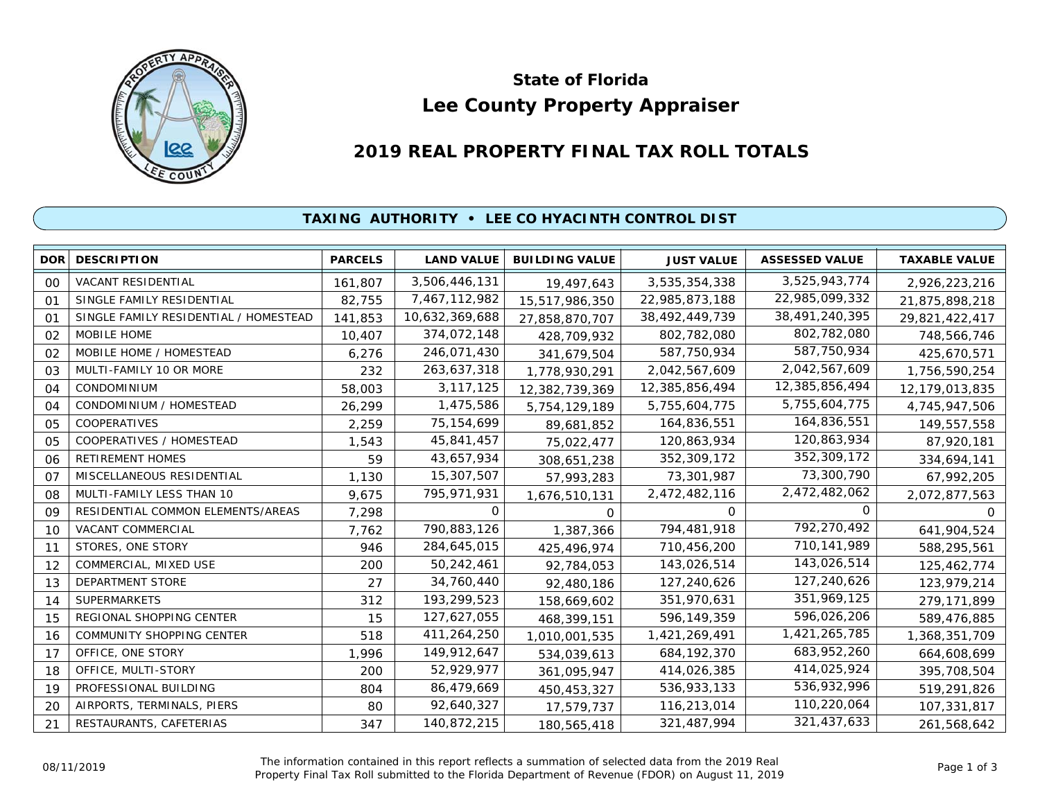# State of Florida
# Lee County Property Appraiser

## 2019 REAL PROPERTY FINAL TAX ROLL TOTALS

### TAXING AUTHORITY • LEE CO HYACINTH CONTROL DIST

| DOR | DESCRIPTION | PARCELS | LAND VALUE | BUILDING VALUE | JUST VALUE | ASSESSED VALUE | TAXABLE VALUE |
|---|---|---|---|---|---|---|---|
| 00 | VACANT RESIDENTIAL | 161,807 | 3,506,446,131 | 19,497,643 | 3,535,354,338 | 3,525,943,774 | 2,926,223,216 |
| 01 | SINGLE FAMILY RESIDENTIAL | 82,755 | 7,467,112,982 | 15,517,986,350 | 22,985,873,188 | 22,985,099,332 | 21,875,898,218 |
| 01 | SINGLE FAMILY RESIDENTIAL / HOMESTEAD | 141,853 | 10,632,369,688 | 27,858,870,707 | 38,492,449,739 | 38,491,240,395 | 29,821,422,417 |
| 02 | MOBILE HOME | 10,407 | 374,072,148 | 428,709,932 | 802,782,080 | 802,782,080 | 748,566,746 |
| 02 | MOBILE HOME / HOMESTEAD | 6,276 | 246,071,430 | 341,679,504 | 587,750,934 | 587,750,934 | 425,670,571 |
| 03 | MULTI-FAMILY 10 OR MORE | 232 | 263,637,318 | 1,778,930,291 | 2,042,567,609 | 2,042,567,609 | 1,756,590,254 |
| 04 | CONDOMINIUM | 58,003 | 3,117,125 | 12,382,739,369 | 12,385,856,494 | 12,385,856,494 | 12,179,013,835 |
| 04 | CONDOMINIUM / HOMESTEAD | 26,299 | 1,475,586 | 5,754,129,189 | 5,755,604,775 | 5,755,604,775 | 4,745,947,506 |
| 05 | COOPERATIVES | 2,259 | 75,154,699 | 89,681,852 | 164,836,551 | 164,836,551 | 149,557,558 |
| 05 | COOPERATIVES / HOMESTEAD | 1,543 | 45,841,457 | 75,022,477 | 120,863,934 | 120,863,934 | 87,920,181 |
| 06 | RETIREMENT HOMES | 59 | 43,657,934 | 308,651,238 | 352,309,172 | 352,309,172 | 334,694,141 |
| 07 | MISCELLANEOUS RESIDENTIAL | 1,130 | 15,307,507 | 57,993,283 | 73,301,987 | 73,300,790 | 67,992,205 |
| 08 | MULTI-FAMILY LESS THAN 10 | 9,675 | 795,971,931 | 1,676,510,131 | 2,472,482,116 | 2,472,482,062 | 2,072,877,563 |
| 09 | RESIDENTIAL COMMON ELEMENTS/AREAS | 7,298 | 0 | 0 | 0 | 0 | 0 |
| 10 | VACANT COMMERCIAL | 7,762 | 790,883,126 | 1,387,366 | 794,481,918 | 792,270,492 | 641,904,524 |
| 11 | STORES, ONE STORY | 946 | 284,645,015 | 425,496,974 | 710,456,200 | 710,141,989 | 588,295,561 |
| 12 | COMMERCIAL, MIXED USE | 200 | 50,242,461 | 92,784,053 | 143,026,514 | 143,026,514 | 125,462,774 |
| 13 | DEPARTMENT STORE | 27 | 34,760,440 | 92,480,186 | 127,240,626 | 127,240,626 | 123,979,214 |
| 14 | SUPERMARKETS | 312 | 193,299,523 | 158,669,602 | 351,970,631 | 351,969,125 | 279,171,899 |
| 15 | REGIONAL SHOPPING CENTER | 15 | 127,627,055 | 468,399,151 | 596,149,359 | 596,026,206 | 589,476,885 |
| 16 | COMMUNITY SHOPPING CENTER | 518 | 411,264,250 | 1,010,001,535 | 1,421,269,491 | 1,421,265,785 | 1,368,351,709 |
| 17 | OFFICE, ONE STORY | 1,996 | 149,912,647 | 534,039,613 | 684,192,370 | 683,952,260 | 664,608,699 |
| 18 | OFFICE, MULTI-STORY | 200 | 52,929,977 | 361,095,947 | 414,026,385 | 414,025,924 | 395,708,504 |
| 19 | PROFESSIONAL BUILDING | 804 | 86,479,669 | 450,453,327 | 536,933,133 | 536,932,996 | 519,291,826 |
| 20 | AIRPORTS, TERMINALS, PIERS | 80 | 92,640,327 | 17,579,737 | 116,213,014 | 110,220,064 | 107,331,817 |
| 21 | RESTAURANTS, CAFETERIAS | 347 | 140,872,215 | 180,565,418 | 321,487,994 | 321,437,633 | 261,568,642 |

08/11/2019

The information contained in this report reflects a summation of selected data from the 2019 Real Property Final Tax Roll submitted to the Florida Department of Revenue (FDOR) on August 11, 2019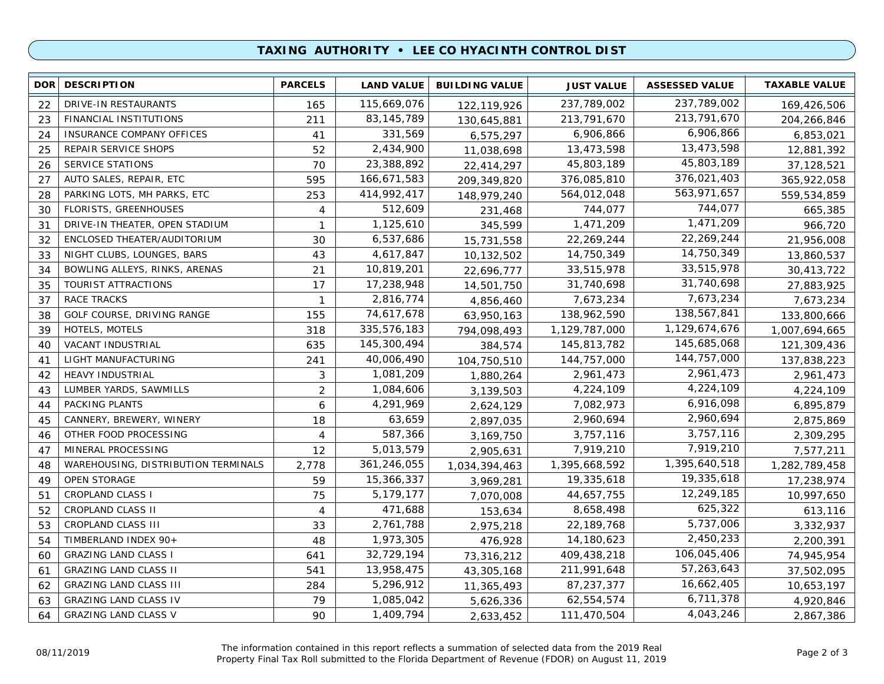## TAXING AUTHORITY • LEE CO HYACINTH CONTROL DIST

| DOR | DESCRIPTION | PARCELS | LAND VALUE | BUILDING VALUE | JUST VALUE | ASSESSED VALUE | TAXABLE VALUE |
|---|---|---|---|---|---|---|---|
| 22 | DRIVE-IN RESTAURANTS | 165 | 115,669,076 | 122,119,926 | 237,789,002 | 237,789,002 | 169,426,506 |
| 23 | FINANCIAL INSTITUTIONS | 211 | 83,145,789 | 130,645,881 | 213,791,670 | 213,791,670 | 204,266,846 |
| 24 | INSURANCE COMPANY OFFICES | 41 | 331,569 | 6,575,297 | 6,906,866 | 6,906,866 | 6,853,021 |
| 25 | REPAIR SERVICE SHOPS | 52 | 2,434,900 | 11,038,698 | 13,473,598 | 13,473,598 | 12,881,392 |
| 26 | SERVICE STATIONS | 70 | 23,388,892 | 22,414,297 | 45,803,189 | 45,803,189 | 37,128,521 |
| 27 | AUTO SALES, REPAIR, ETC | 595 | 166,671,583 | 209,349,820 | 376,085,810 | 376,021,403 | 365,922,058 |
| 28 | PARKING LOTS, MH PARKS, ETC | 253 | 414,992,417 | 148,979,240 | 564,012,048 | 563,971,657 | 559,534,859 |
| 30 | FLORISTS, GREENHOUSES | 4 | 512,609 | 231,468 | 744,077 | 744,077 | 665,385 |
| 31 | DRIVE-IN THEATER, OPEN STADIUM | 1 | 1,125,610 | 345,599 | 1,471,209 | 1,471,209 | 966,720 |
| 32 | ENCLOSED THEATER/AUDITORIUM | 30 | 6,537,686 | 15,731,558 | 22,269,244 | 22,269,244 | 21,956,008 |
| 33 | NIGHT CLUBS, LOUNGES, BARS | 43 | 4,617,847 | 10,132,502 | 14,750,349 | 14,750,349 | 13,860,537 |
| 34 | BOWLING ALLEYS, RINKS, ARENAS | 21 | 10,819,201 | 22,696,777 | 33,515,978 | 33,515,978 | 30,413,722 |
| 35 | TOURIST ATTRACTIONS | 17 | 17,238,948 | 14,501,750 | 31,740,698 | 31,740,698 | 27,883,925 |
| 37 | RACE TRACKS | 1 | 2,816,774 | 4,856,460 | 7,673,234 | 7,673,234 | 7,673,234 |
| 38 | GOLF COURSE, DRIVING RANGE | 155 | 74,617,678 | 63,950,163 | 138,962,590 | 138,567,841 | 133,800,666 |
| 39 | HOTELS, MOTELS | 318 | 335,576,183 | 794,098,493 | 1,129,787,000 | 1,129,674,676 | 1,007,694,665 |
| 40 | VACANT INDUSTRIAL | 635 | 145,300,494 | 384,574 | 145,813,782 | 145,685,068 | 121,309,436 |
| 41 | LIGHT MANUFACTURING | 241 | 40,006,490 | 104,750,510 | 144,757,000 | 144,757,000 | 137,838,223 |
| 42 | HEAVY INDUSTRIAL | 3 | 1,081,209 | 1,880,264 | 2,961,473 | 2,961,473 | 2,961,473 |
| 43 | LUMBER YARDS, SAWMILLS | 2 | 1,084,606 | 3,139,503 | 4,224,109 | 4,224,109 | 4,224,109 |
| 44 | PACKING PLANTS | 6 | 4,291,969 | 2,624,129 | 7,082,973 | 6,916,098 | 6,895,879 |
| 45 | CANNERY, BREWERY, WINERY | 18 | 63,659 | 2,897,035 | 2,960,694 | 2,960,694 | 2,875,869 |
| 46 | OTHER FOOD PROCESSING | 4 | 587,366 | 3,169,750 | 3,757,116 | 3,757,116 | 2,309,295 |
| 47 | MINERAL PROCESSING | 12 | 5,013,579 | 2,905,631 | 7,919,210 | 7,919,210 | 7,577,211 |
| 48 | WAREHOUSING, DISTRIBUTION TERMINALS | 2,778 | 361,246,055 | 1,034,394,463 | 1,395,668,592 | 1,395,640,518 | 1,282,789,458 |
| 49 | OPEN STORAGE | 59 | 15,366,337 | 3,969,281 | 19,335,618 | 19,335,618 | 17,238,974 |
| 51 | CROPLAND CLASS I | 75 | 5,179,177 | 7,070,008 | 44,657,755 | 12,249,185 | 10,997,650 |
| 52 | CROPLAND CLASS II | 4 | 471,688 | 153,634 | 8,658,498 | 625,322 | 613,116 |
| 53 | CROPLAND CLASS III | 33 | 2,761,788 | 2,975,218 | 22,189,768 | 5,737,006 | 3,332,937 |
| 54 | TIMBERLAND INDEX 90+ | 48 | 1,973,305 | 476,928 | 14,180,623 | 2,450,233 | 2,200,391 |
| 60 | GRAZING LAND CLASS I | 641 | 32,729,194 | 73,316,212 | 409,438,218 | 106,045,406 | 74,945,954 |
| 61 | GRAZING LAND CLASS II | 541 | 13,958,475 | 43,305,168 | 211,991,648 | 57,263,643 | 37,502,095 |
| 62 | GRAZING LAND CLASS III | 284 | 5,296,912 | 11,365,493 | 87,237,377 | 16,662,405 | 10,653,197 |
| 63 | GRAZING LAND CLASS IV | 79 | 1,085,042 | 5,626,336 | 62,554,574 | 6,711,378 | 4,920,846 |
| 64 | GRAZING LAND CLASS V | 90 | 1,409,794 | 2,633,452 | 111,470,504 | 4,043,246 | 2,867,386 |

08/11/2019

The information contained in this report reflects a summation of selected data from the 2019 Real Property Final Tax Roll submitted to the Florida Department of Revenue (FDOR) on August 11, 2019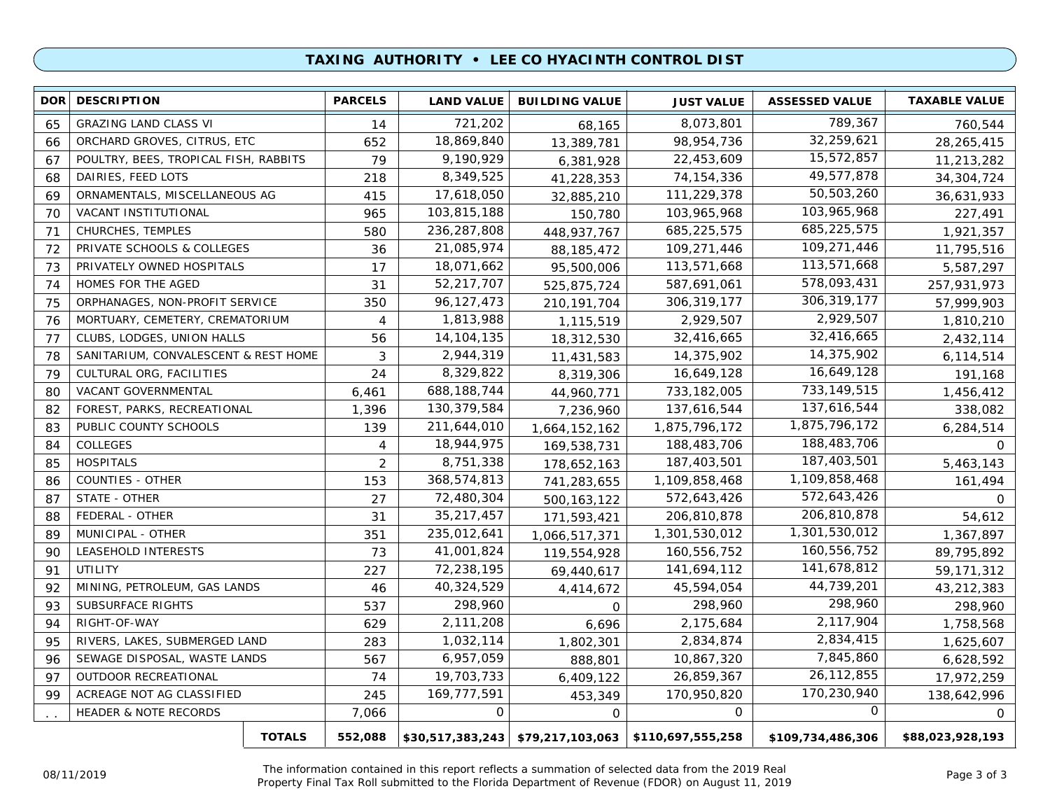## TAXING AUTHORITY • LEE CO HYACINTH CONTROL DIST

| DOR | DESCRIPTION | PARCELS | LAND VALUE | BUILDING VALUE | JUST VALUE | ASSESSED VALUE | TAXABLE VALUE |
|---|---|---|---|---|---|---|---|
| 65 | GRAZING LAND CLASS VI | 14 | 721,202 | 68,165 | 8,073,801 | 789,367 | 760,544 |
| 66 | ORCHARD GROVES, CITRUS, ETC | 652 | 18,869,840 | 13,389,781 | 98,954,736 | 32,259,621 | 28,265,415 |
| 67 | POULTRY, BEES, TROPICAL FISH, RABBITS | 79 | 9,190,929 | 6,381,928 | 22,453,609 | 15,572,857 | 11,213,282 |
| 68 | DAIRIES, FEED LOTS | 218 | 8,349,525 | 41,228,353 | 74,154,336 | 49,577,878 | 34,304,724 |
| 69 | ORNAMENTALS, MISCELLANEOUS AG | 415 | 17,618,050 | 32,885,210 | 111,229,378 | 50,503,260 | 36,631,933 |
| 70 | VACANT INSTITUTIONAL | 965 | 103,815,188 | 150,780 | 103,965,968 | 103,965,968 | 227,491 |
| 71 | CHURCHES, TEMPLES | 580 | 236,287,808 | 448,937,767 | 685,225,575 | 685,225,575 | 1,921,357 |
| 72 | PRIVATE SCHOOLS & COLLEGES | 36 | 21,085,974 | 88,185,472 | 109,271,446 | 109,271,446 | 11,795,516 |
| 73 | PRIVATELY OWNED HOSPITALS | 17 | 18,071,662 | 95,500,006 | 113,571,668 | 113,571,668 | 5,587,297 |
| 74 | HOMES FOR THE AGED | 31 | 52,217,707 | 525,875,724 | 587,691,061 | 578,093,431 | 257,931,973 |
| 75 | ORPHANAGES, NON-PROFIT SERVICE | 350 | 96,127,473 | 210,191,704 | 306,319,177 | 306,319,177 | 57,999,903 |
| 76 | MORTUARY, CEMETERY, CREMATORIUM | 4 | 1,813,988 | 1,115,519 | 2,929,507 | 2,929,507 | 1,810,210 |
| 77 | CLUBS, LODGES, UNION HALLS | 56 | 14,104,135 | 18,312,530 | 32,416,665 | 32,416,665 | 2,432,114 |
| 78 | SANITARIUM, CONVALESCENT & REST HOME | 3 | 2,944,319 | 11,431,583 | 14,375,902 | 14,375,902 | 6,114,514 |
| 79 | CULTURAL ORG, FACILITIES | 24 | 8,329,822 | 8,319,306 | 16,649,128 | 16,649,128 | 191,168 |
| 80 | VACANT GOVERNMENTAL | 6,461 | 688,188,744 | 44,960,771 | 733,182,005 | 733,149,515 | 1,456,412 |
| 82 | FOREST, PARKS, RECREATIONAL | 1,396 | 130,379,584 | 7,236,960 | 137,616,544 | 137,616,544 | 338,082 |
| 83 | PUBLIC COUNTY SCHOOLS | 139 | 211,644,010 | 1,664,152,162 | 1,875,796,172 | 1,875,796,172 | 6,284,514 |
| 84 | COLLEGES | 4 | 18,944,975 | 169,538,731 | 188,483,706 | 188,483,706 | 0 |
| 85 | HOSPITALS | 2 | 8,751,338 | 178,652,163 | 187,403,501 | 187,403,501 | 5,463,143 |
| 86 | COUNTIES - OTHER | 153 | 368,574,813 | 741,283,655 | 1,109,858,468 | 1,109,858,468 | 161,494 |
| 87 | STATE - OTHER | 27 | 72,480,304 | 500,163,122 | 572,643,426 | 572,643,426 | 0 |
| 88 | FEDERAL - OTHER | 31 | 35,217,457 | 171,593,421 | 206,810,878 | 206,810,878 | 54,612 |
| 89 | MUNICIPAL - OTHER | 351 | 235,012,641 | 1,066,517,371 | 1,301,530,012 | 1,301,530,012 | 1,367,897 |
| 90 | LEASEHOLD INTERESTS | 73 | 41,001,824 | 119,554,928 | 160,556,752 | 160,556,752 | 89,795,892 |
| 91 | UTILITY | 227 | 72,238,195 | 69,440,617 | 141,694,112 | 141,678,812 | 59,171,312 |
| 92 | MINING, PETROLEUM, GAS LANDS | 46 | 40,324,529 | 4,414,672 | 45,594,054 | 44,739,201 | 43,212,383 |
| 93 | SUBSURFACE RIGHTS | 537 | 298,960 | 0 | 298,960 | 298,960 | 298,960 |
| 94 | RIGHT-OF-WAY | 629 | 2,111,208 | 6,696 | 2,175,684 | 2,117,904 | 1,758,568 |
| 95 | RIVERS, LAKES, SUBMERGED LAND | 283 | 1,032,114 | 1,802,301 | 2,834,874 | 2,834,415 | 1,625,607 |
| 96 | SEWAGE DISPOSAL, WASTE LANDS | 567 | 6,957,059 | 888,801 | 10,867,320 | 7,845,860 | 6,628,592 |
| 97 | OUTDOOR RECREATIONAL | 74 | 19,703,733 | 6,409,122 | 26,859,367 | 26,112,855 | 17,972,259 |
| 99 | ACREAGE NOT AG CLASSIFIED | 245 | 169,777,591 | 453,349 | 170,950,820 | 170,230,940 | 138,642,996 |
| .. | HEADER & NOTE RECORDS | 7,066 | 0 | 0 | 0 | 0 | 0 |
| | **TOTALS** | **552,088** | **$30,517,383,243** | **$79,217,103,063** | **$110,697,555,258** | **$109,734,486,306** | **$88,023,928,193** |

08/11/2019

The information contained in this report reflects a summation of selected data from the 2019 Real Property Final Tax Roll submitted to the Florida Department of Revenue (FDOR) on August 11, 2019